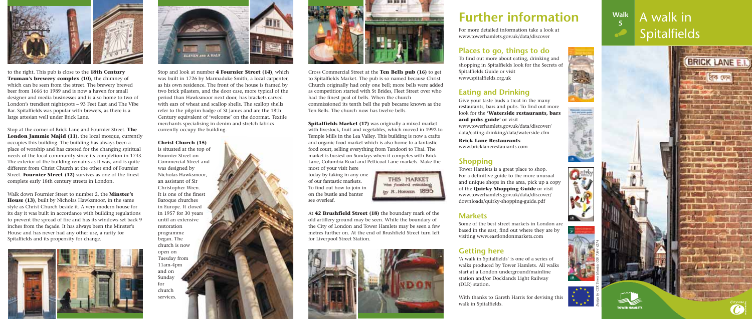to the right. This pub is close to the **18th Century Truman's brewery complex (10)**, the chimney of which can be seen from the street. The brewery brewed beer from 1666 to 1989 and is now a haven for small designer and media businesses and is also home to two of London's trendiest nightspots – 93 Feet East and The Vibe Bar. Spitalfields was popular with brewers, as there is a large artesian well under Brick Lane.

Stop at the corner of Brick Lane and Fournier Street. **The London Jammie Majid (11)**, the local mosque, currently occupies this building. The building has always been a place of worship and has catered for the changing spiritual needs of the local community since its completion in 1743. The exterior of the building remains as it was, and is quite different from Christ Church at the other end of Fournier Street. **Fournier Street (12)** survives as one of the finest complete early 18th century streets in London.

Walk down Fournier Street to number 2, the **Minster's House (13)**, built by Nicholas Hawksmoor, in the same style as Christ Church beside it. A very modern house for its day it was built in accordance with building regulations to prevent the spread of fire and has its windows set back 9 inches from the façade. It has always been the Minster's House and has never had any other use, a rarity for Spitalfields and its propensity for change.

Stop and look at number **4 Fournier Street (14)**, which was built in 1726 by Marmaduke Smith, a local carpenter, as his own residence. The front of the house is framed by two brick pilasters, and the door case, more typical of the period than Hawksmoor next door, has brackets carved with ears of wheat and scallop shells. The scallop shells refer to the pilgrim badge of St James and are the 18th Century equivalent of 'welcome' on the doormat. Textile merchants specialising in denim and stretch fabrics currently occupy the building.

**Christ Church (15)** is situated at the top of Fournier Street on Commercial Street and was designed by Nicholas Hawksmoor, an assistant of Sir Christopher Wren. It is one of the finest Baroque churches in Europe. It closed in 1957 for 30 years until an extensive restoration programme began. The church is now open on Tuesday from 11am-4pm and on Sunday for church services.

Cross Commercial Street at the **Ten Bells pub (16)** to get to Spitalfields Market. The pub is so named because Christ Church originally had only one bell; more bells were added as competition started with St Brides, Fleet Street over who had the finest peal of bells. When the church commissioned its tenth bell the pub became known as the Ten Bells. The church now has twelve bells.

**Spitalfields Market (17)** was originally a mixed market with livestock, fruit and vegetables, which moved in 1992 to Temple Mills in the Lea Valley. This building is now a crafts and organic food market which is also home to a fantastic food court, selling everything from Tandoori to Thai. The market is busiest on Sundays when it competes with Brick Lane, Columbia Road and Petticoat Lane markets. Make the most of your visit here today by taking in any one of our fantastic markets. To find out how to join in on the bustle and banter see overleaf.

At **42 Brushfield Street (18)** the boundary mark of the old artillery ground may be seen. While the boundary of the City of London and Tower Hamlets may be seen a few metres further on. At the end of Brushfield Street turn left for Liverpool Street Station.

# Further information

For more detailed information take a look at www.towerhamlets.gov.uk/data/discover

## Places to go, things to do

To find out more about eating, drinking and shopping in Spitalfields look for the Secrets of Spitalfields Guide or visit www.spitalfields.org.uk

## Eating and Drinking

Give your taste buds a treat in the many restaurants, bars and pubs. To find out more look for the **'Waterside restaurants, bars and pubs guide'** or visit www.towerhamlets.gov.uk/data/discover/data/eating-drinking/data/waterside.cfm

**Brick Lane Restaurants**
www.bricklanerestaurants.com

## Shopping

Tower Hamlets is a great place to shop. For a definitive guide to the more unusual and unique shops in the area, pick up a copy of the **Quirky Shopping Guide** or visit www.towerhamlets.gov.uk/data/discover/downloads/quirky-shopping-guide.pdf

## Markets

Some of the best street markets in London are based in the east, find out where they are by visiting www.eastlondonmarkets.com

## Getting here

'A walk in Spitalfields' is one of a series of walks produced by Tower Hamlets. All walks start at a London underground/mainline station and/or Docklands Light Railway (DLR) station.

With thanks to Gareth Harris for devising this walk in Spitalfields.

*Design by CDS Tower Hamlets 020 7364 4274*

# Walk 5 A walk in Spitalfields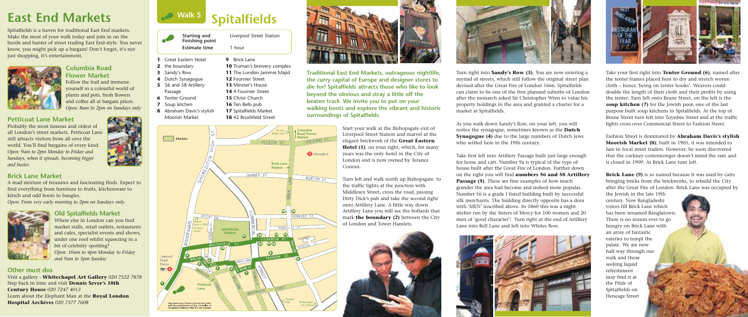# East End Markets

Spitalfields is a haven for traditional East End markets. Make the most of your walk today and join in on the bustle and banter of street trading East End-style. You never know, you might pick up a bargain! Don't forget, it's not just shopping, it's entertainment.

### Columbia Road Flower Market

Follow the trail and immerse yourself in a colourful world of plants and pots, fresh flowers and coffee all at bargain prices.
*Open: 8am to 2pm on Sundays only*

### Petticoat Lane Market

Probably the most famous and oldest of all London's street markets. Petticoat Lane still attracts visitors from all over the world. You'll find bargains of every kind.
*Open: 9am to 2pm Monday to Friday and Sundays, when it spreads, becoming bigger and busier.*

### Brick Lane Market

A mad mixture of treasures and fascinating finds. Expect to find everything from furniture to fruits, kitchenware to kitsch and odd boots to bangles.
*Open: From very early morning to 2pm on Sundays only.*

### Old Spitalfields Market

Where else in London can you find market stalls, retail outlets, restaurants and cafes, specialist events and shows, under one roof whilst squeezing in a bit of celebrity spotting?
*Open: 10am to 4pm Monday to Friday and 9am to 5pm Sunday*

### Other must dos

Visit a gallery - **Whitechapel Art Gallery** *020 7522 7878*
Step back in time and visit **Dennis Sever's 18th Century House** *020 7247 4013*
Learn about the Elephant Man at the **Royal London Hospital Archives** *020 7377 7608*

# Walk 5 Spitalfields

**Starting and Finishing point** Liverpool Street Station
**Estimate time** 1 hour

1. Great Eastern Hotel
2. the boundary
3. Sandy's Row
4. Dutch Synagogue
5. 56 and 58 Artillery Passage
6. Tenter Ground
7. Soup kitchen
8. Abraham Davis's stylish Moorish Market
9. Brick Lane
10. Truman's brewery complex
11. The London Jammie Majid
12. Fournier Street
13. Minster's House
14. 4 Fournier Street
15. Christ Church
16. Ten Bells pub
17. Spitalfields Market
18. 42 Brushfield Street

Markets
SHOREDITCH HIGH ST
SCLATER ST
CHESHIRE ST
24 hour Bagel Shop
Columbia Road Flower Market
Shoreditch
Brick Lane Market
QUAKER ST
BUXTON ST
BRICK LANE
HANBURY ST
COMMERCIAL
PRINCELET ST
FOURNIER ST
SPITAL SQ
Dennis Sever's 18th Century House
Spitalfields Market
BISHOPSGATE
BRUSHFIELD ST
HENEAGE ST
FASHION ST
ARTILLERY LANE
WHITE'S ROW
BRUNE ST
Liverpool Street Station
Petticoat Lane
MIDDLESEX
BELL LANE
WENTWORTH
STREET
Toynbee Hall
Whitechapel Art Gallery
Map based upon Ordnance Survey information with the permission of the controller of Her Majesty's Stationery Office © Crown Copyright

**Traditional East End Markets, outrageous nightlife, the curry capital of Europe and designer stores to die for! Spitalfields attracts those who like to look beyond the obvious and stray a little off the beaten track. We invite you to put on your walking boots and explore the vibrant and historic surroundings of Spitalfields.**

Start your walk at the Bishopsgate exit of Liverpool Street Station and marvel at the elegant brickwork of the **Great Eastern Hotel (1)**, on your right, which, for many years was the only hotel in the City of London and is now owned by Terance Conran.

Turn left and walk north up Bishopsgate to the traffic lights at the junction with Middlesex Street, cross the road, passing Dirty Dick's pub and take the second right onto Artillery Lane. A little way down Artillery Lane you will see the bollards that mark **the boundary (2)** between the City of London and Tower Hamlets.

Turn right into **Sandy's Row (3)**. You are now entering a myriad of streets, which still follow the original street plan devised after the Great Fire of London 1666. Spitalfields can claim to be one of the first planned suburbs of London after the monarch asked Sir Christopher Wren to value his property holdings in the area and granted a charter for a market at Spitalfields.

As you walk down Sandy's Row, on your left, you will notice the synagogue, sometimes known as the **Dutch Synagogue (4)** due to the large numbers of Dutch Jews who settled here in the 19th century.

Take first left into Artillery Passage built just large enough for horse and cart. Number 9a is typical of the type of house built after the Great Fire of London. Further down on the right you will find **numbers 56 and 58 Artillery Passage (5)**. These are fine examples of how much grander the area had become and indeed more popular. Number 56 is a grade I listed building built by successful silk merchants. The building directly opposite has a door with 'MEN' inscribed above. In 1860 this was a night shelter run by the Sisters of Mercy for 100 women and 20 men of 'good character'! Turn right at the end of Artillery Lane into Bell Lane and left into Whites Row.

Take your first right into **Tenter Ground (6)**, named after the tenter frames placed here to dry and stretch woven cloth – hence 'being on tenter hooks'. Weavers could double the length of their cloth and their profits by using the tenter. Turn left onto Brune Street, on the left is the **soup kitchen (7)** for the Jewish poor, one of the last purpose built soup kitchens in Spitalfields. At the top of Brune Street turn left into Toynbee Street and at the traffic lights cross over Commercial Street to Fashion Street.

Fashion Street is dominated by **Abraham Davis's stylish Moorish Market (8)**, built in 1905, it was intended to lure in local street traders. However, he soon discovered that the cockney costermonger doesn't mind the rain and it closed in 1909. At Brick Lane turn left.

**Brick Lane (9)** is so named because it was used by carts bringing bricks from the brickworks, to rebuild the City after the Great Fire of London. Brick Lane was occupied by the Jewish in the late 19th century. Now Bangladeshi voices fill Brick Lane which has been renamed Banglatown. There is no reason ever to go hungry on Brick Lane with an array of fantastic eateries to tempt the palate. We are now half way through our walk and those seeking liquid refreshment may find it at the Pride of Spitalfields on Heneage Street